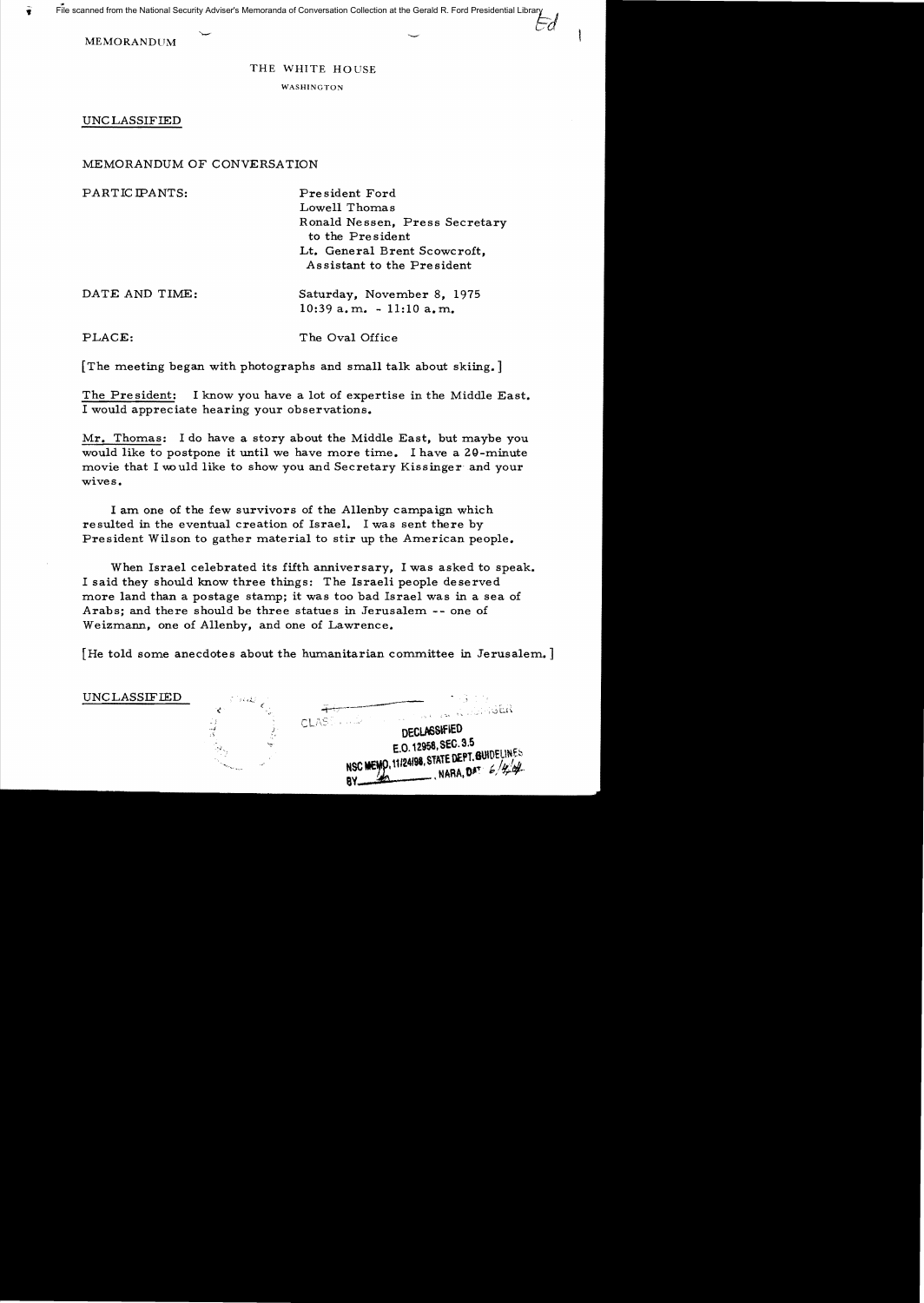File scanned from the National Security Adviser's Memoranda of Conversation Collection at the Gerald R. Ford Presidential Library

MEMORANDUM

THE WHITE HOUSE

WASHINGTON

UNCLASSIFIED

MEMORANDUM OF CONVERSATION

| | |
|---|---|
| PARTICIPANTS: | President Ford<br>Lowell Thomas<br>Ronald Nessen, Press Secretary to the President<br>Lt. General Brent Scowcroft, Assistant to the President |
| DATE AND TIME: | Saturday, November 8, 1975<br>10:39 a.m. - 11:10 a.m. |
| PLACE: | The Oval Office |

[The meeting began with photographs and small talk about skiing.]

The President: I know you have a lot of expertise in the Middle East. I would appreciate hearing your observations.

Mr. Thomas: I do have a story about the Middle East, but maybe you would like to postpone it until we have more time. I have a 20-minute movie that I would like to show you and Secretary Kissinger and your wives.

I am one of the few survivors of the Allenby campaign which resulted in the eventual creation of Israel. I was sent there by President Wilson to gather material to stir up the American people.

When Israel celebrated its fifth anniversary, I was asked to speak. I said they should know three things: The Israeli people deserved more land than a postage stamp; it was too bad Israel was in a sea of Arabs; and there should be three statues in Jerusalem -- one of Weizmann, one of Allenby, and one of Lawrence.

[He told some anecdotes about the humanitarian committee in Jerusalem.]

UNCLASSIFIED

DECLASSIFIED
E.O. 12958, SEC. 3.5
NSC MEMO, 11/24/98, STATE DEPT. GUIDELINES
BY ___, NARA, DATE 6/4/04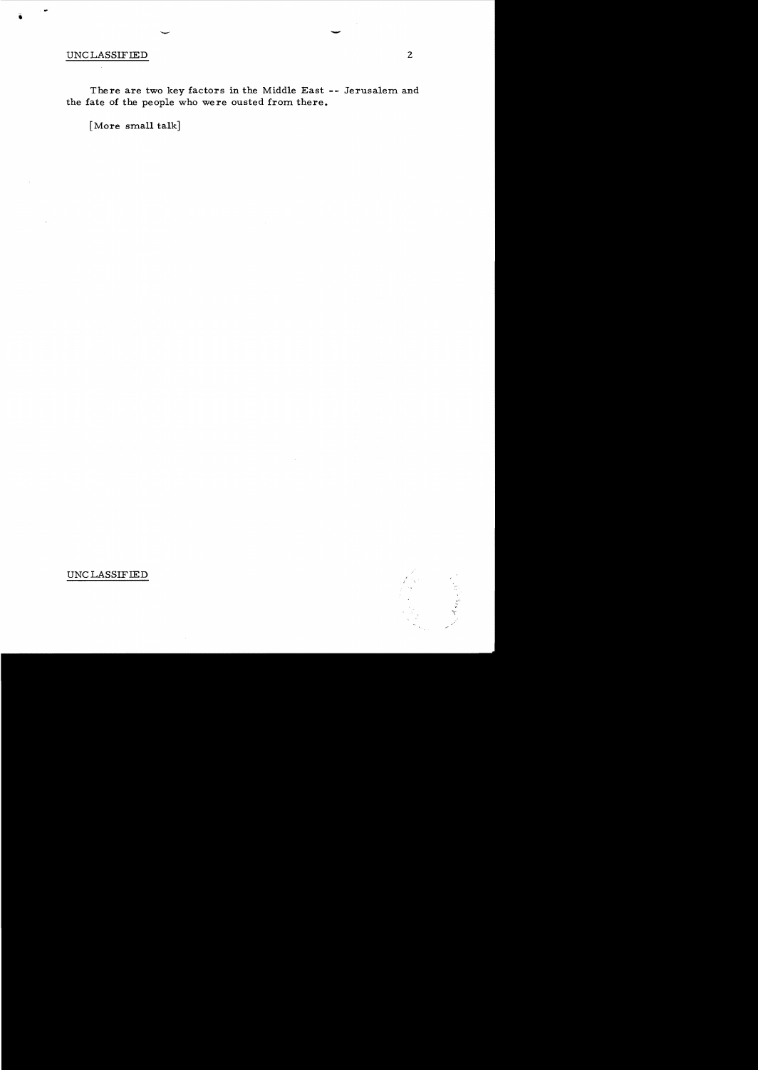UNCLASSIFIED

There are two key factors in the Middle East -- Jerusalem and the fate of the people who were ousted from there.

[More small talk]

UNCLASSIFIED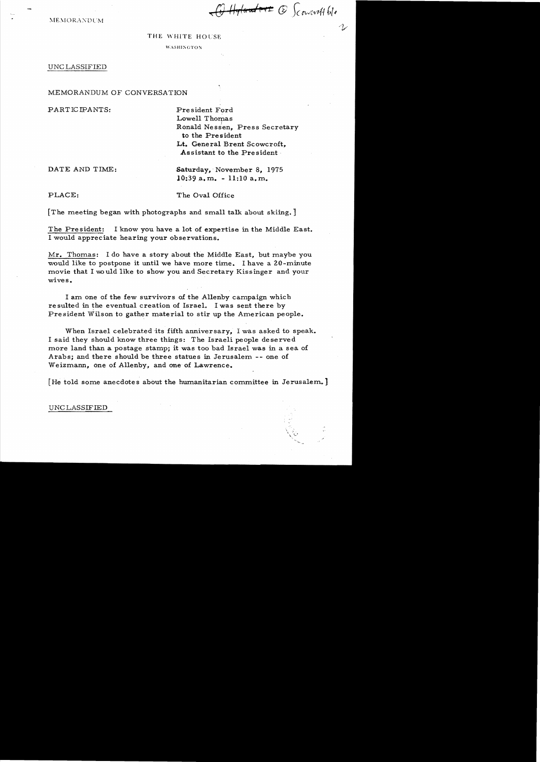MEMORANDUM

~~(1) Hyland~~ (2) Scowcroft file

THE WHITE HOUSE

WASHINGTON

UNCLASSIFIED

MEMORANDUM OF CONVERSATION

PARTICIPANTS: President Ford
Lowell Thomas
Ronald Nessen, Press Secretary to the President
Lt. General Brent Scowcroft, Assistant to the President

DATE AND TIME: Saturday, November 8, 1975
10:39 a.m. - 11:10 a.m.

PLACE: The Oval Office

[The meeting began with photographs and small talk about skiing.]

The President: I know you have a lot of expertise in the Middle East. I would appreciate hearing your observations.

Mr. Thomas: I do have a story about the Middle East, but maybe you would like to postpone it until we have more time. I have a 20-minute movie that I would like to show you and Secretary Kissinger and your wives.

I am one of the few survivors of the Allenby campaign which resulted in the eventual creation of Israel. I was sent there by President Wilson to gather material to stir up the American people.

When Israel celebrated its fifth anniversary, I was asked to speak. I said they should know three things: The Israeli people deserved more land than a postage stamp; it was too bad Israel was in a sea of Arabs; and there should be three statues in Jerusalem -- one of Weizmann, one of Allenby, and one of Lawrence.

[He told some anecdotes about the humanitarian committee in Jerusalem.]

UNCLASSIFIED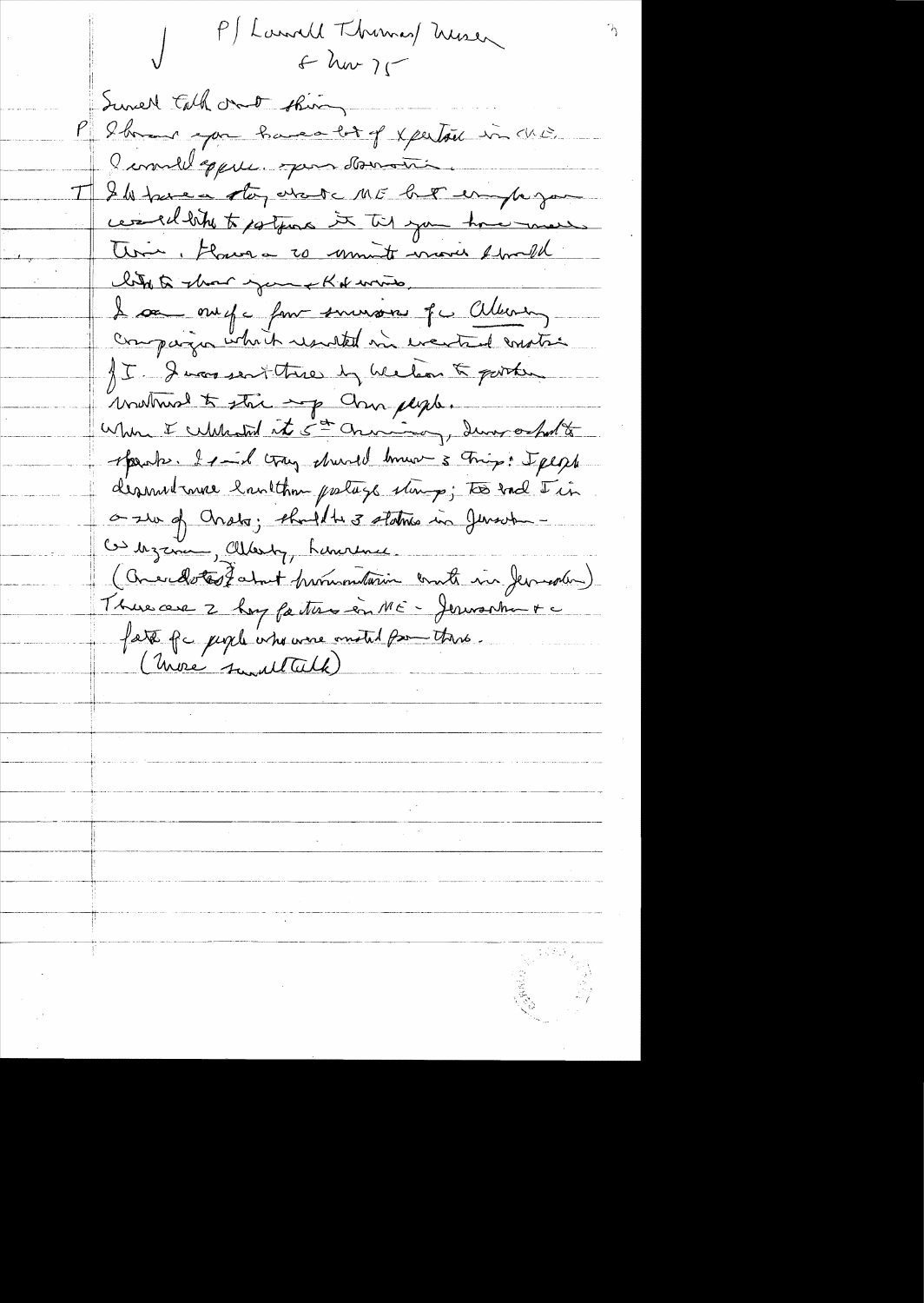P/ Lowell Thomas/ Wiesner
6 Nov 75

Small talk about skiing

P I know you have a lot of expertise in ME. I would appreciate your observations.

T I do have a story about ME but I imagine you would like to postpone it til you have more time. However a 20 minute review I would like to share your [?] words.

I am one of a few survivors of Allenby campaign which resulted in creation of state of I. I was sent there by Wilson to gather material to stir up Amer people.

When I celebrated its 50th anniversary, I was asked to speak. I said they should honor 3 things: Israeli people deserved more than postage stamp; too bad I in a sea of Arabs; should be 3 statues in Jerusalem — Weizmann, Allenby, Lawrence.

(Anecdotes about proclamation [?] in Jerusalem)

There are 2 key factors in ME — Jerusalem + the fate of the people who were ousted from there.

(More small talk)